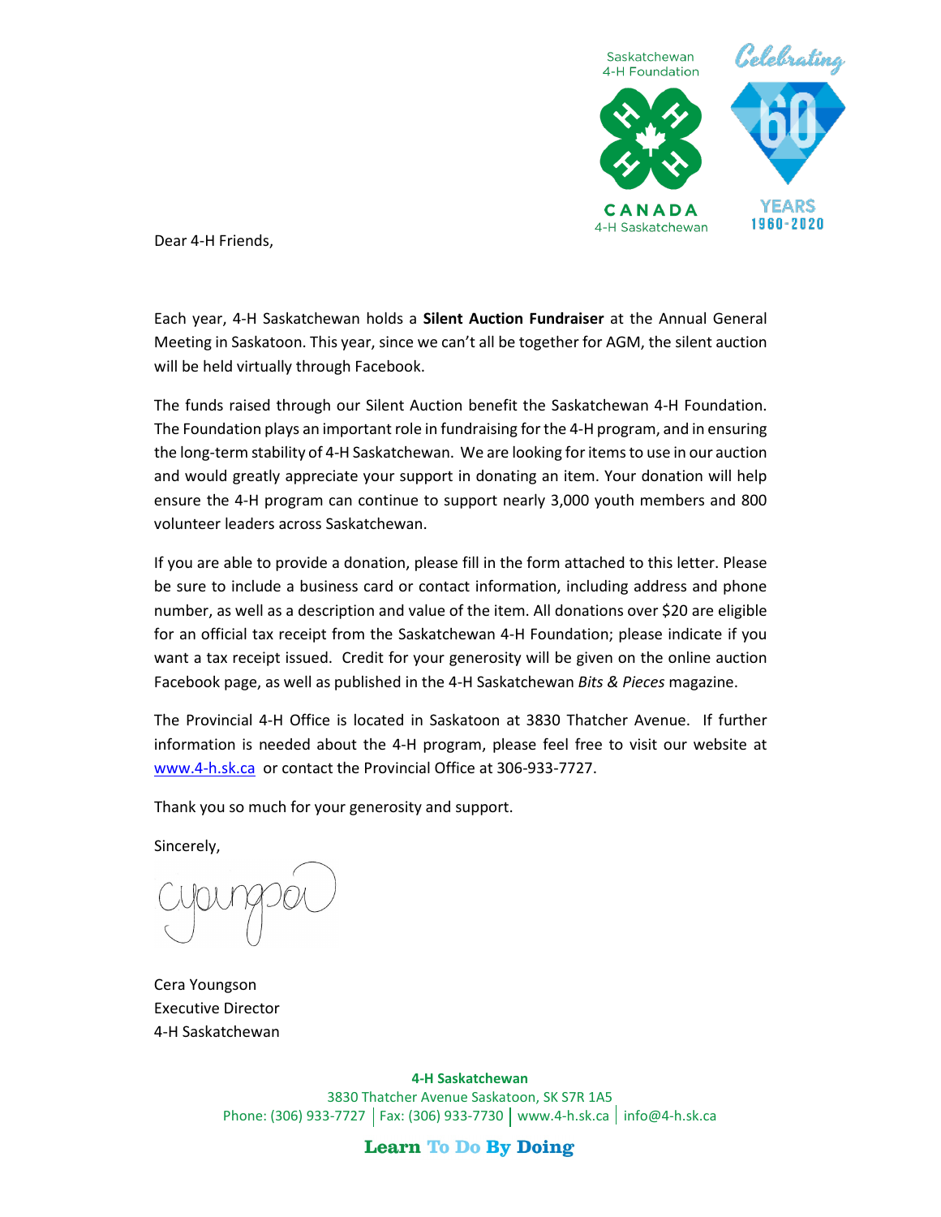Saskatchewan 4-H Foundation

CANADA
4-H Saskatchewan

Celebrating 60 YEARS 1960-2020

Dear 4-H Friends,

Each year, 4-H Saskatchewan holds a **Silent Auction Fundraiser** at the Annual General Meeting in Saskatoon. This year, since we can't all be together for AGM, the silent auction will be held virtually through Facebook.

The funds raised through our Silent Auction benefit the Saskatchewan 4-H Foundation. The Foundation plays an important role in fundraising for the 4-H program, and in ensuring the long-term stability of 4-H Saskatchewan. We are looking for items to use in our auction and would greatly appreciate your support in donating an item. Your donation will help ensure the 4-H program can continue to support nearly 3,000 youth members and 800 volunteer leaders across Saskatchewan.

If you are able to provide a donation, please fill in the form attached to this letter. Please be sure to include a business card or contact information, including address and phone number, as well as a description and value of the item. All donations over $20 are eligible for an official tax receipt from the Saskatchewan 4-H Foundation; please indicate if you want a tax receipt issued. Credit for your generosity will be given on the online auction Facebook page, as well as published in the 4-H Saskatchewan *Bits & Pieces* magazine.

The Provincial 4-H Office is located in Saskatoon at 3830 Thatcher Avenue. If further information is needed about the 4-H program, please feel free to visit our website at [www.4-h.sk.ca](http://www.4-h.sk.ca) or contact the Provincial Office at 306-933-7727.

Thank you so much for your generosity and support.

Sincerely,

Cera Youngson
Executive Director
4-H Saskatchewan

**4-H Saskatchewan**
3830 Thatcher Avenue Saskatoon, SK S7R 1A5
Phone: (306) 933-7727 | Fax: (306) 933-7730 | www.4-h.sk.ca | info@4-h.sk.ca

**Learn To Do By Doing**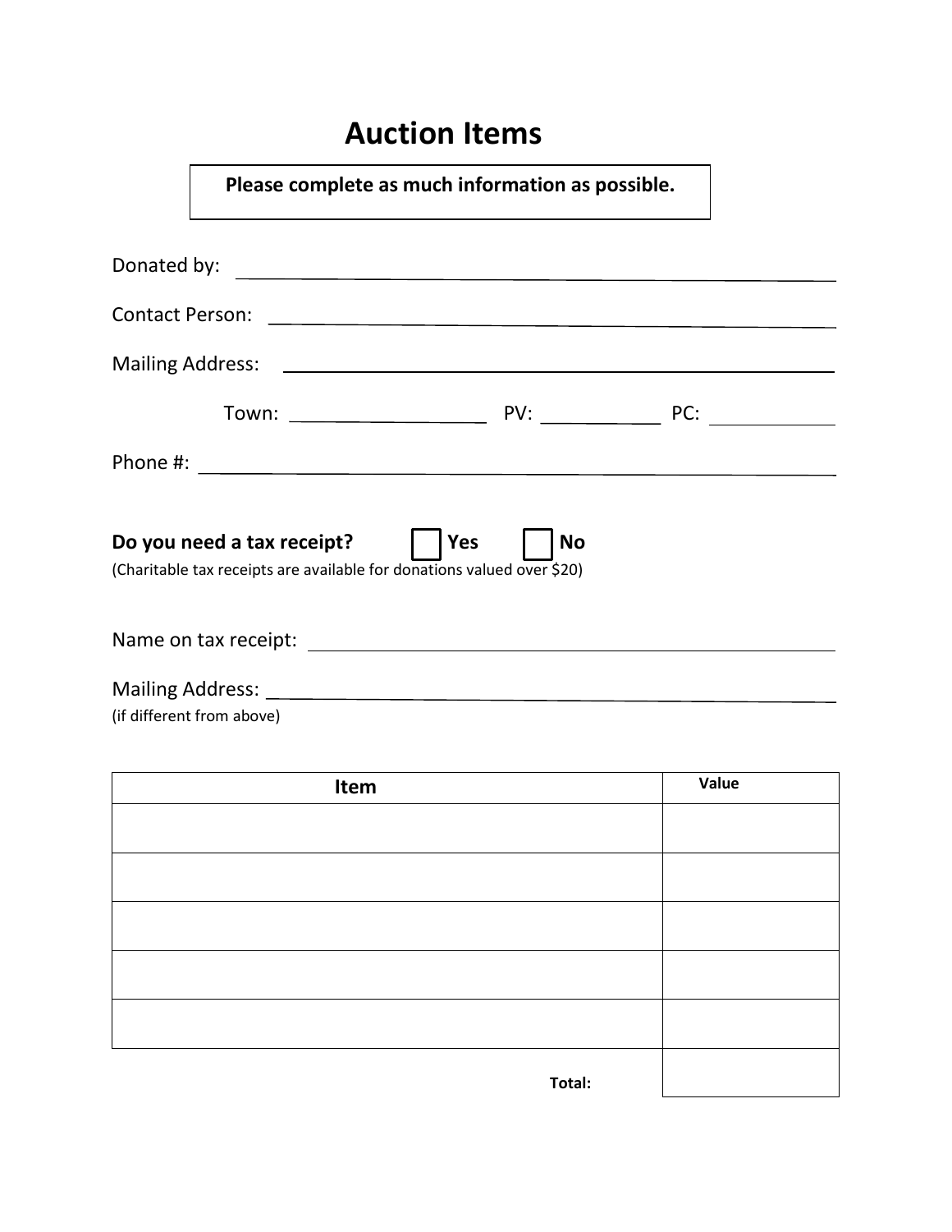# Auction Items

**Please complete as much information as possible.**

Donated by: ____________________________________________

Contact Person: ____________________________________________

Mailing Address: ____________________________________________

Town: ____________________ PV: ____________ PC: ____________

Phone #: ____________________________________________

**Do you need a tax receipt?** ☐ **Yes** ☐ **No**

(Charitable tax receipts are available for donations valued over $20)

Name on tax receipt: ____________________________________________

Mailing Address: ____________________________________________
(if different from above)

| Item | Value |
| --- | --- |
| | |
| | |
| | |
| | |
| | |
| **Total:** | |